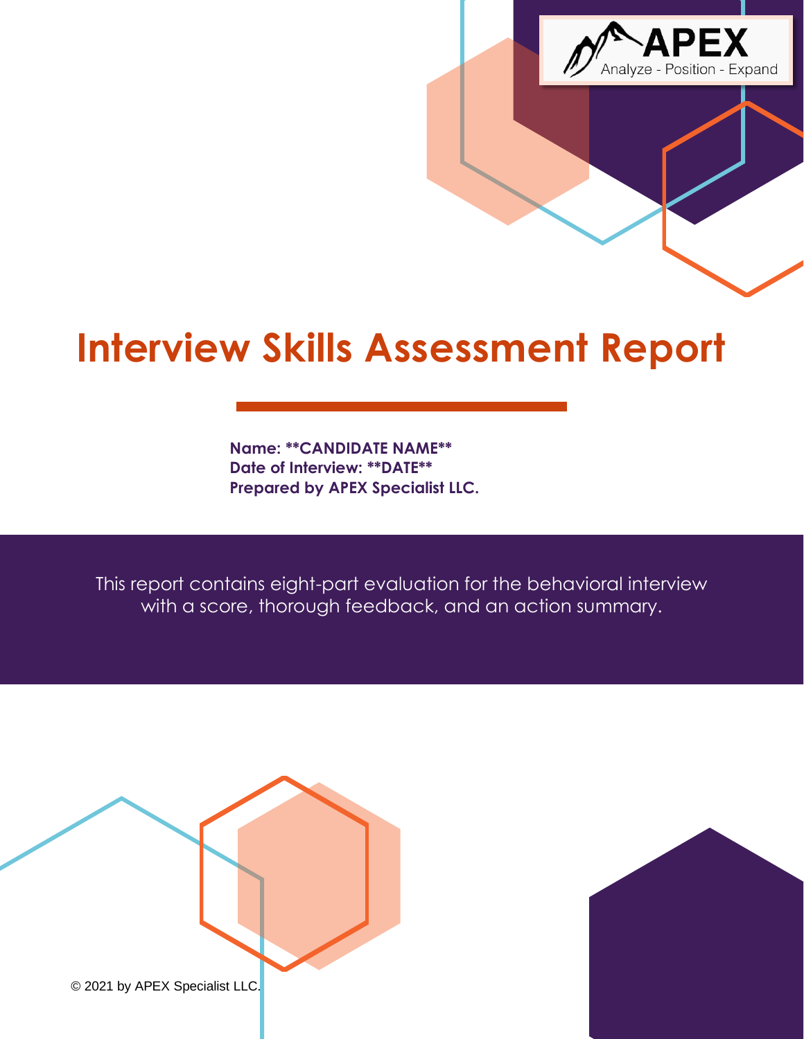APEX
Analyze - Position - Expand

# Interview Skills Assessment Report

**Name: **CANDIDATE NAME****
**Date of Interview: **DATE****
**Prepared by APEX Specialist LLC.**

This report contains eight-part evaluation for the behavioral interview with a score, thorough feedback, and an action summary.

© 2021 by APEX Specialist LLC.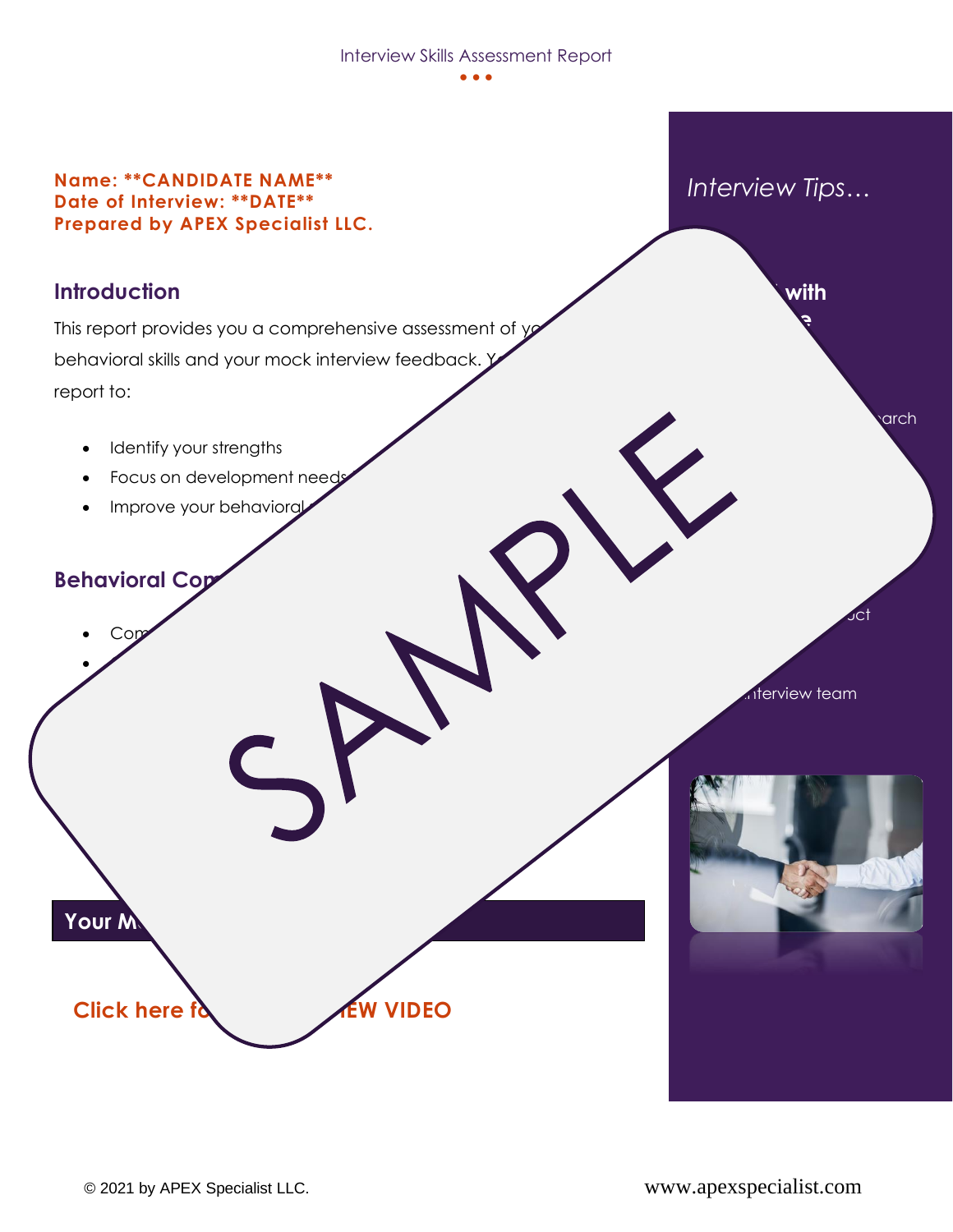**Name: \*\*CANDIDATE NAME\*\***
**Date of Interview: \*\*DATE\*\***
**Prepared by APEX Specialist LLC.**

## Introduction

This report provides you a comprehensive assessment of yo behavioral skills and your mock interview feedback. Y report to:

- Identify your strengths
- Focus on development needs
- Improve your behavioral

## Behavioral Co

- Co
-

SAMPLE

**Your M**

**Click here fo IEW VIDEO**

*Interview Tips…*

**with**
**e**

arch

uct

nterview team

© 2021 by APEX Specialist LLC.

www.apexspecialist.com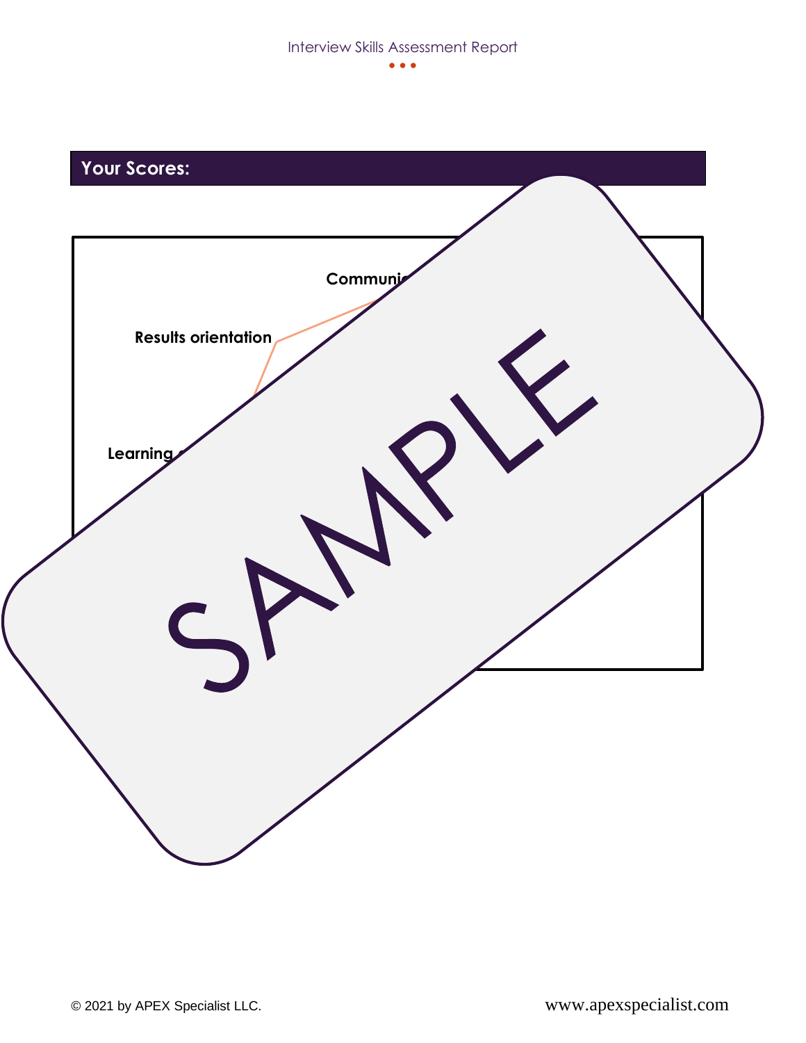## Your Scores:

Communi

Results orientation

Learning

SAMPLE